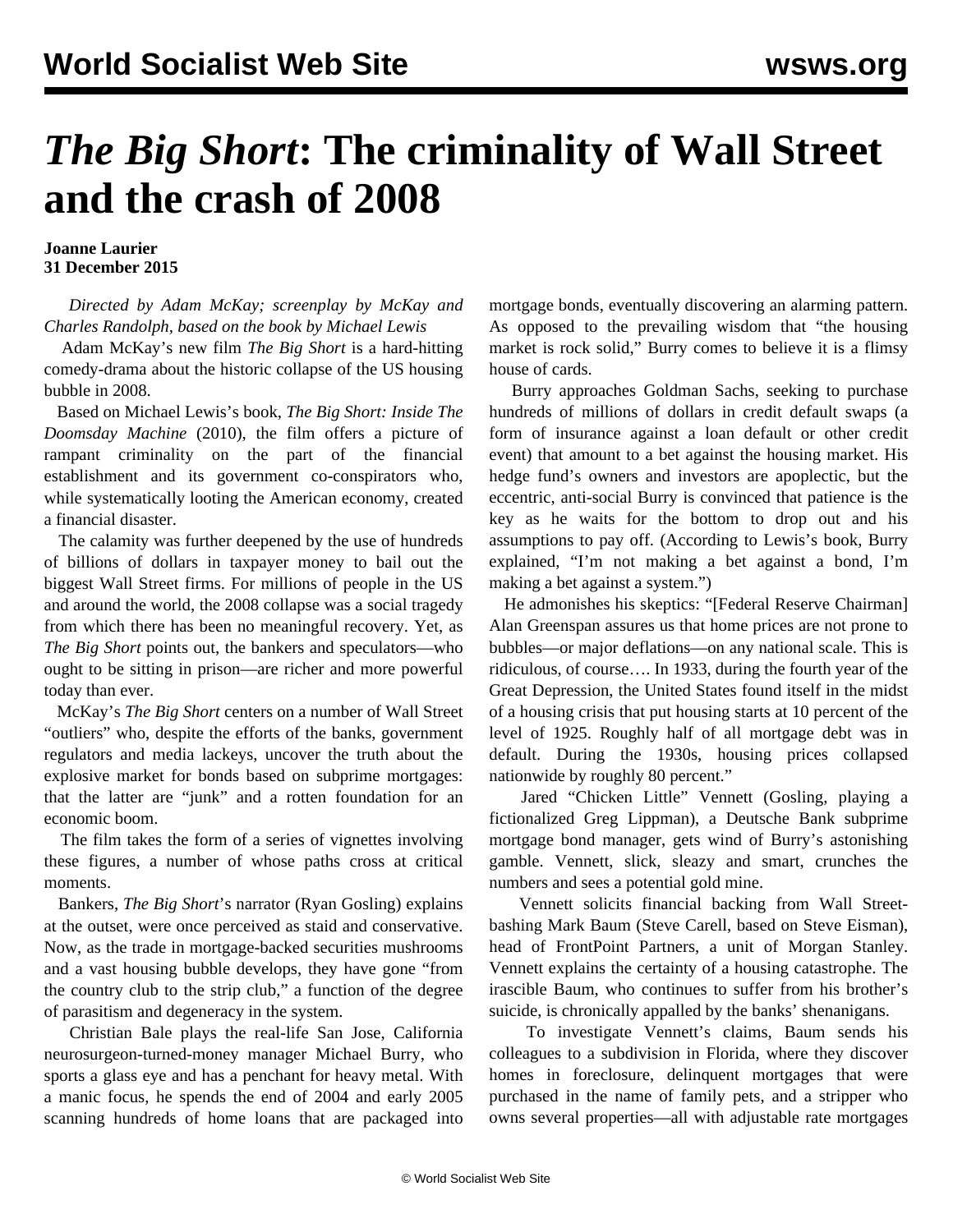# *The Big Short*: The criminality of Wall Street and the crash of 2008

**Joanne Laurier**
**31 December 2015**

*Directed by Adam McKay; screenplay by McKay and Charles Randolph, based on the book by Michael Lewis*

Adam McKay's new film *The Big Short* is a hard-hitting comedy-drama about the historic collapse of the US housing bubble in 2008.

Based on Michael Lewis's book, *The Big Short: Inside The Doomsday Machine* (2010), the film offers a picture of rampant criminality on the part of the financial establishment and its government co-conspirators who, while systematically looting the American economy, created a financial disaster.

The calamity was further deepened by the use of hundreds of billions of dollars in taxpayer money to bail out the biggest Wall Street firms. For millions of people in the US and around the world, the 2008 collapse was a social tragedy from which there has been no meaningful recovery. Yet, as *The Big Short* points out, the bankers and speculators—who ought to be sitting in prison—are richer and more powerful today than ever.

McKay's *The Big Short* centers on a number of Wall Street "outliers" who, despite the efforts of the banks, government regulators and media lackeys, uncover the truth about the explosive market for bonds based on subprime mortgages: that the latter are "junk" and a rotten foundation for an economic boom.

The film takes the form of a series of vignettes involving these figures, a number of whose paths cross at critical moments.

Bankers, *The Big Short*'s narrator (Ryan Gosling) explains at the outset, were once perceived as staid and conservative. Now, as the trade in mortgage-backed securities mushrooms and a vast housing bubble develops, they have gone "from the country club to the strip club," a function of the degree of parasitism and degeneracy in the system.

Christian Bale plays the real-life San Jose, California neurosurgeon-turned-money manager Michael Burry, who sports a glass eye and has a penchant for heavy metal. With a manic focus, he spends the end of 2004 and early 2005 scanning hundreds of home loans that are packaged into mortgage bonds, eventually discovering an alarming pattern. As opposed to the prevailing wisdom that "the housing market is rock solid," Burry comes to believe it is a flimsy house of cards.

Burry approaches Goldman Sachs, seeking to purchase hundreds of millions of dollars in credit default swaps (a form of insurance against a loan default or other credit event) that amount to a bet against the housing market. His hedge fund's owners and investors are apoplectic, but the eccentric, anti-social Burry is convinced that patience is the key as he waits for the bottom to drop out and his assumptions to pay off. (According to Lewis's book, Burry explained, "I'm not making a bet against a bond, I'm making a bet against a system.")

He admonishes his skeptics: "[Federal Reserve Chairman] Alan Greenspan assures us that home prices are not prone to bubbles—or major deflations—on any national scale. This is ridiculous, of course…. In 1933, during the fourth year of the Great Depression, the United States found itself in the midst of a housing crisis that put housing starts at 10 percent of the level of 1925. Roughly half of all mortgage debt was in default. During the 1930s, housing prices collapsed nationwide by roughly 80 percent."

Jared "Chicken Little" Vennett (Gosling, playing a fictionalized Greg Lippman), a Deutsche Bank subprime mortgage bond manager, gets wind of Burry's astonishing gamble. Vennett, slick, sleazy and smart, crunches the numbers and sees a potential gold mine.

Vennett solicits financial backing from Wall Street-bashing Mark Baum (Steve Carell, based on Steve Eisman), head of FrontPoint Partners, a unit of Morgan Stanley. Vennett explains the certainty of a housing catastrophe. The irascible Baum, who continues to suffer from his brother's suicide, is chronically appalled by the banks' shenanigans.

To investigate Vennett's claims, Baum sends his colleagues to a subdivision in Florida, where they discover homes in foreclosure, delinquent mortgages that were purchased in the name of family pets, and a stripper who owns several properties—all with adjustable rate mortgages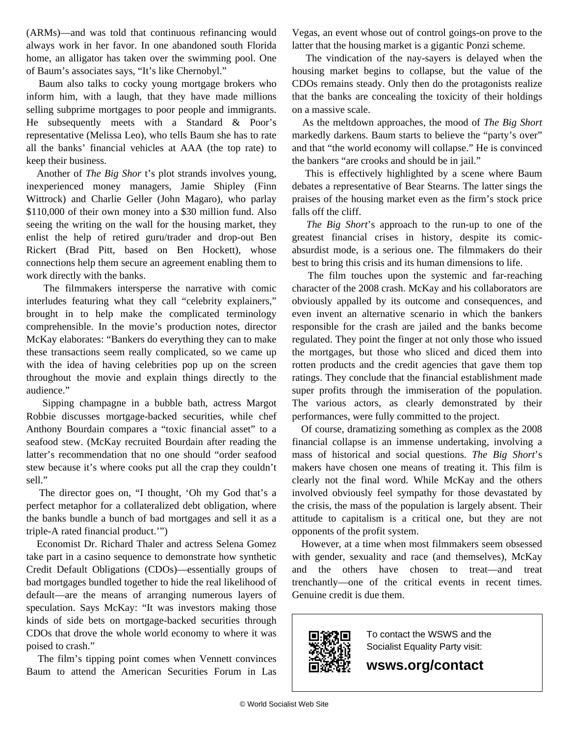(ARMs)—and was told that continuous refinancing would always work in her favor. In one abandoned south Florida home, an alligator has taken over the swimming pool. One of Baum's associates says, "It's like Chernobyl."

Baum also talks to cocky young mortgage brokers who inform him, with a laugh, that they have made millions selling subprime mortgages to poor people and immigrants. He subsequently meets with a Standard & Poor's representative (Melissa Leo), who tells Baum she has to rate all the banks' financial vehicles at AAA (the top rate) to keep their business.

Another of *The Big Shor* t's plot strands involves young, inexperienced money managers, Jamie Shipley (Finn Wittrock) and Charlie Geller (John Magaro), who parlay $110,000 of their own money into a $30 million fund. Also seeing the writing on the wall for the housing market, they enlist the help of retired guru/trader and drop-out Ben Rickert (Brad Pitt, based on Ben Hockett), whose connections help them secure an agreement enabling them to work directly with the banks.

The filmmakers intersperse the narrative with comic interludes featuring what they call "celebrity explainers," brought in to help make the complicated terminology comprehensible. In the movie's production notes, director McKay elaborates: "Bankers do everything they can to make these transactions seem really complicated, so we came up with the idea of having celebrities pop up on the screen throughout the movie and explain things directly to the audience."

Sipping champagne in a bubble bath, actress Margot Robbie discusses mortgage-backed securities, while chef Anthony Bourdain compares a "toxic financial asset" to a seafood stew. (McKay recruited Bourdain after reading the latter's recommendation that no one should "order seafood stew because it's where cooks put all the crap they couldn't sell."

The director goes on, "I thought, 'Oh my God that's a perfect metaphor for a collateralized debt obligation, where the banks bundle a bunch of bad mortgages and sell it as a triple-A rated financial product.'")

Economist Dr. Richard Thaler and actress Selena Gomez take part in a casino sequence to demonstrate how synthetic Credit Default Obligations (CDOs)—essentially groups of bad mortgages bundled together to hide the real likelihood of default—are the means of arranging numerous layers of speculation. Says McKay: "It was investors making those kinds of side bets on mortgage-backed securities through CDOs that drove the whole world economy to where it was poised to crash."

The film's tipping point comes when Vennett convinces Baum to attend the American Securities Forum in Las Vegas, an event whose out of control goings-on prove to the latter that the housing market is a gigantic Ponzi scheme.

The vindication of the nay-sayers is delayed when the housing market begins to collapse, but the value of the CDOs remains steady. Only then do the protagonists realize that the banks are concealing the toxicity of their holdings on a massive scale.

As the meltdown approaches, the mood of *The Big Short* markedly darkens. Baum starts to believe the "party's over" and that "the world economy will collapse." He is convinced the bankers "are crooks and should be in jail."

This is effectively highlighted by a scene where Baum debates a representative of Bear Stearns. The latter sings the praises of the housing market even as the firm's stock price falls off the cliff.

*The Big Short*'s approach to the run-up to one of the greatest financial crises in history, despite its comic-absurdist mode, is a serious one. The filmmakers do their best to bring this crisis and its human dimensions to life.

The film touches upon the systemic and far-reaching character of the 2008 crash. McKay and his collaborators are obviously appalled by its outcome and consequences, and even invent an alternative scenario in which the bankers responsible for the crash are jailed and the banks become regulated. They point the finger at not only those who issued the mortgages, but those who sliced and diced them into rotten products and the credit agencies that gave them top ratings. They conclude that the financial establishment made super profits through the immiseration of the population. The various actors, as clearly demonstrated by their performances, were fully committed to the project.

Of course, dramatizing something as complex as the 2008 financial collapse is an immense undertaking, involving a mass of historical and social questions. *The Big Short*'s makers have chosen one means of treating it. This film is clearly not the final word. While McKay and the others involved obviously feel sympathy for those devastated by the crisis, the mass of the population is largely absent. Their attitude to capitalism is a critical one, but they are not opponents of the profit system.

However, at a time when most filmmakers seem obsessed with gender, sexuality and race (and themselves), McKay and the others have chosen to treat—and treat trenchantly—one of the critical events in recent times. Genuine credit is due them.

To contact the WSWS and the Socialist Equality Party visit:

**wsws.org/contact**